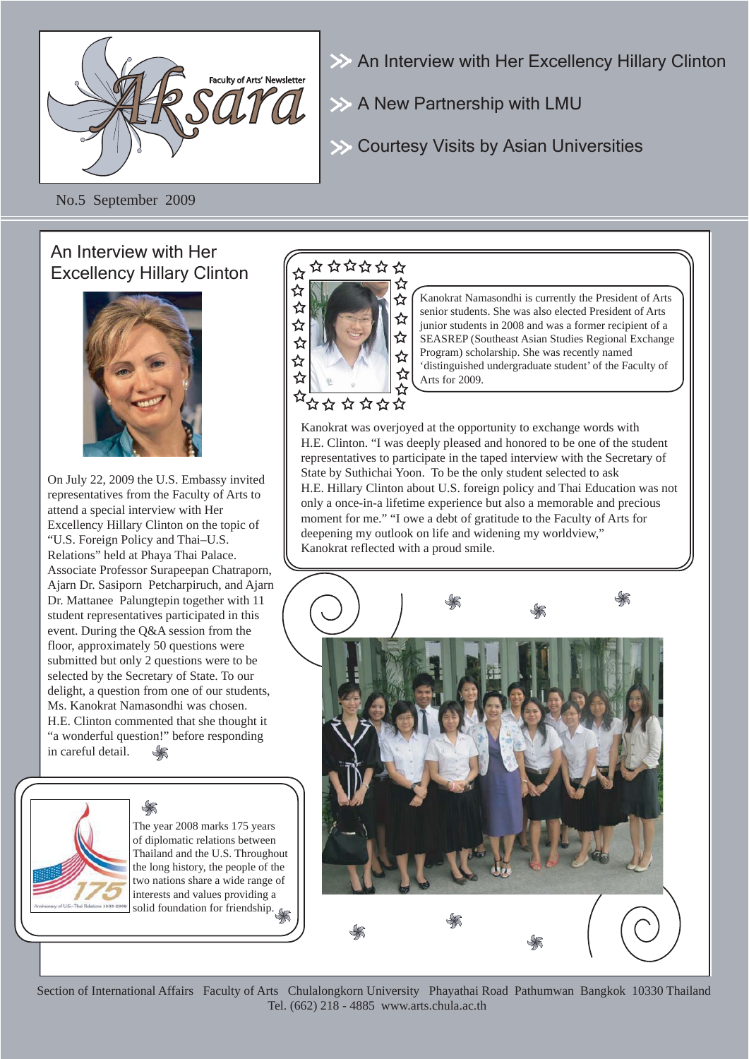# Aksara

Faculty of Arts' Newsletter

No.5 September 2009

- An Interview with Her Excellency Hillary Clinton
- A New Partnership with LMU
- Courtesy Visits by Asian Universities

## An Interview with Her Excellency Hillary Clinton

On July 22, 2009 the U.S. Embassy invited representatives from the Faculty of Arts to attend a special interview with Her Excellency Hillary Clinton on the topic of "U.S. Foreign Policy and Thai–U.S. Relations" held at Phaya Thai Palace. Associate Professor Surapeepan Chatraporn, Ajarn Dr. Sasiporn Petcharpiruch, and Ajarn Dr. Mattanee Palungtepin together with 11 student representatives participated in this event. During the Q&A session from the floor, approximately 50 questions were submitted but only 2 questions were to be selected by the Secretary of State. To our delight, a question from one of our students, Ms. Kanokrat Namasondhi was chosen. H.E. Clinton commented that she thought it "a wonderful question!" before responding in careful detail.

Kanokrat Namasondhi is currently the President of Arts senior students. She was also elected President of Arts junior students in 2008 and was a former recipient of a SEASREP (Southeast Asian Studies Regional Exchange Program) scholarship. She was recently named 'distinguished undergraduate student' of the Faculty of Arts for 2009.

Kanokrat was overjoyed at the opportunity to exchange words with H.E. Clinton. "I was deeply pleased and honored to be one of the student representatives to participate in the taped interview with the Secretary of State by Suthichai Yoon. To be the only student selected to ask H.E. Hillary Clinton about U.S. foreign policy and Thai Education was not only a once-in-a lifetime experience but also a memorable and precious moment for me." "I owe a debt of gratitude to the Faculty of Arts for deepening my outlook on life and widening my worldview," Kanokrat reflected with a proud smile.

The year 2008 marks 175 years of diplomatic relations between Thailand and the U.S. Throughout the long history, the people of the two nations share a wide range of interests and values providing a solid foundation for friendship.

Section of International Affairs Faculty of Arts Chulalongkorn University Phayathai Road Pathumwan Bangkok 10330 Thailand
Tel. (662) 218 - 4885 www.arts.chula.ac.th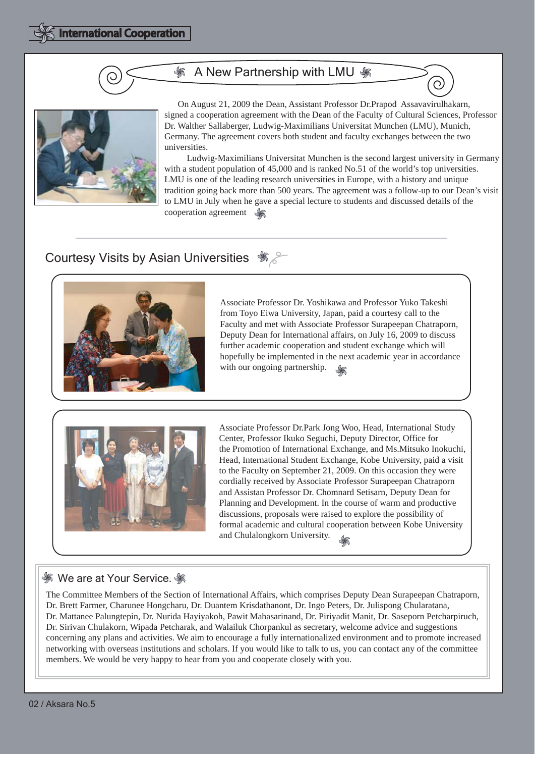# International Cooperation

## A New Partnership with LMU

On August 21, 2009 the Dean, Assistant Professor Dr.Prapod Assavavirulhakarn, signed a cooperation agreement with the Dean of the Faculty of Cultural Sciences, Professor Dr. Walther Sallaberger, Ludwig-Maximilians Universitat Munchen (LMU), Munich, Germany. The agreement covers both student and faculty exchanges between the two universities.

Ludwig-Maximilians Universitat Munchen is the second largest university in Germany with a student population of 45,000 and is ranked No.51 of the world's top universities. LMU is one of the leading research universities in Europe, with a history and unique tradition going back more than 500 years. The agreement was a follow-up to our Dean's visit to LMU in July when he gave a special lecture to students and discussed details of the cooperation agreement

## Courtesy Visits by Asian Universities

Associate Professor Dr. Yoshikawa and Professor Yuko Takeshi from Toyo Eiwa University, Japan, paid a courtesy call to the Faculty and met with Associate Professor Surapeepan Chatraporn, Deputy Dean for International affairs, on July 16, 2009 to discuss further academic cooperation and student exchange which will hopefully be implemented in the next academic year in accordance with our ongoing partnership.

Associate Professor Dr.Park Jong Woo, Head, International Study Center, Professor Ikuko Seguchi, Deputy Director, Office for the Promotion of International Exchange, and Ms.Mitsuko Inokuchi, Head, International Student Exchange, Kobe University, paid a visit to the Faculty on September 21, 2009. On this occasion they were cordially received by Associate Professor Surapeepan Chatraporn and Assistan Professor Dr. Chomnard Setisarn, Deputy Dean for Planning and Development. In the course of warm and productive discussions, proposals were raised to explore the possibility of formal academic and cultural cooperation between Kobe University and Chulalongkorn University.

## We are at Your Service.

The Committee Members of the Section of International Affairs, which comprises Deputy Dean Surapeepan Chatraporn, Dr. Brett Farmer, Charunee Hongcharu, Dr. Duantem Krisdathanont, Dr. Ingo Peters, Dr. Julispong Chularatana, Dr. Mattanee Palungtepin, Dr. Nurida Hayiyakoh, Pawit Mahasarinand, Dr. Piriyadit Manit, Dr. Saseporn Petcharpiruch, Dr. Sirivan Chulakorn, Wipada Petcharak, and Walailuk Chorpankul as secretary, welcome advice and suggestions concerning any plans and activities. We aim to encourage a fully internationalized environment and to promote increased networking with overseas institutions and scholars. If you would like to talk to us, you can contact any of the committee members. We would be very happy to hear from you and cooperate closely with you.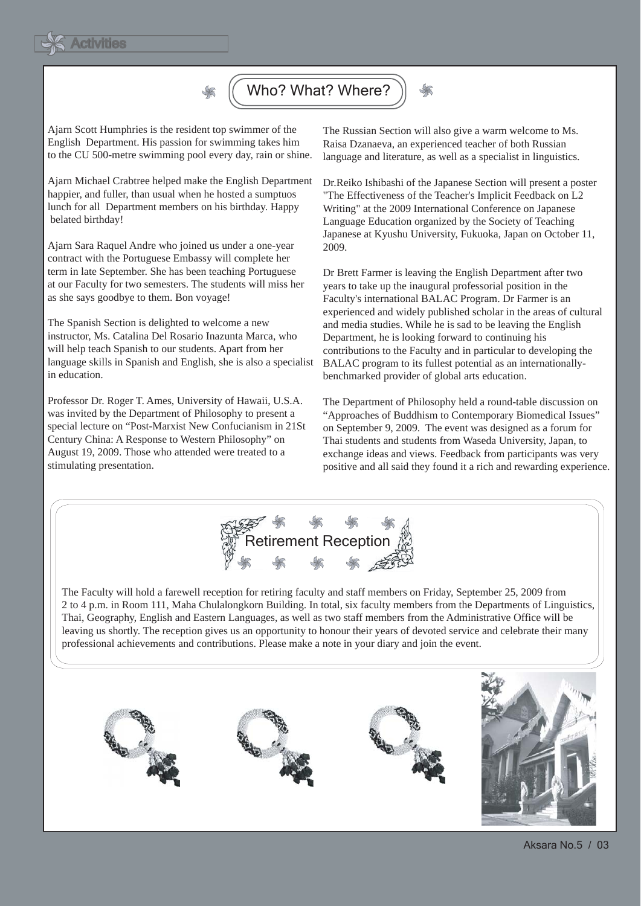## Who? What? Where?

Ajarn Scott Humphries is the resident top swimmer of the English Department. His passion for swimming takes him to the CU 500-metre swimming pool every day, rain or shine.

Ajarn Michael Crabtree helped make the English Department happier, and fuller, than usual when he hosted a sumptuos lunch for all Department members on his birthday. Happy belated birthday!

Ajarn Sara Raquel Andre who joined us under a one-year contract with the Portuguese Embassy will complete her term in late September. She has been teaching Portuguese at our Faculty for two semesters. The students will miss her as she says goodbye to them. Bon voyage!

The Spanish Section is delighted to welcome a new instructor, Ms. Catalina Del Rosario Inazunta Marca, who will help teach Spanish to our students. Apart from her language skills in Spanish and English, she is also a specialist in education.

Professor Dr. Roger T. Ames, University of Hawaii, U.S.A. was invited by the Department of Philosophy to present a special lecture on "Post-Marxist New Confucianism in 21St Century China: A Response to Western Philosophy" on August 19, 2009. Those who attended were treated to a stimulating presentation.

The Russian Section will also give a warm welcome to Ms. Raisa Dzanaeva, an experienced teacher of both Russian language and literature, as well as a specialist in linguistics.

Dr.Reiko Ishibashi of the Japanese Section will present a poster "The Effectiveness of the Teacher's Implicit Feedback on L2 Writing" at the 2009 International Conference on Japanese Language Education organized by the Society of Teaching Japanese at Kyushu University, Fukuoka, Japan on October 11, 2009.

Dr Brett Farmer is leaving the English Department after two years to take up the inaugural professorial position in the Faculty's international BALAC Program. Dr Farmer is an experienced and widely published scholar in the areas of cultural and media studies. While he is sad to be leaving the English Department, he is looking forward to continuing his contributions to the Faculty and in particular to developing the BALAC program to its fullest potential as an internationally-benchmarked provider of global arts education.

The Department of Philosophy held a round-table discussion on "Approaches of Buddhism to Contemporary Biomedical Issues" on September 9, 2009. The event was designed as a forum for Thai students and students from Waseda University, Japan, to exchange ideas and views. Feedback from participants was very positive and all said they found it a rich and rewarding experience.

## Retirement Reception

The Faculty will hold a farewell reception for retiring faculty and staff members on Friday, September 25, 2009 from 2 to 4 p.m. in Room 111, Maha Chulalongkorn Building. In total, six faculty members from the Departments of Linguistics, Thai, Geography, English and Eastern Languages, as well as two staff members from the Administrative Office will be leaving us shortly. The reception gives us an opportunity to honour their years of devoted service and celebrate their many professional achievements and contributions. Please make a note in your diary and join the event.